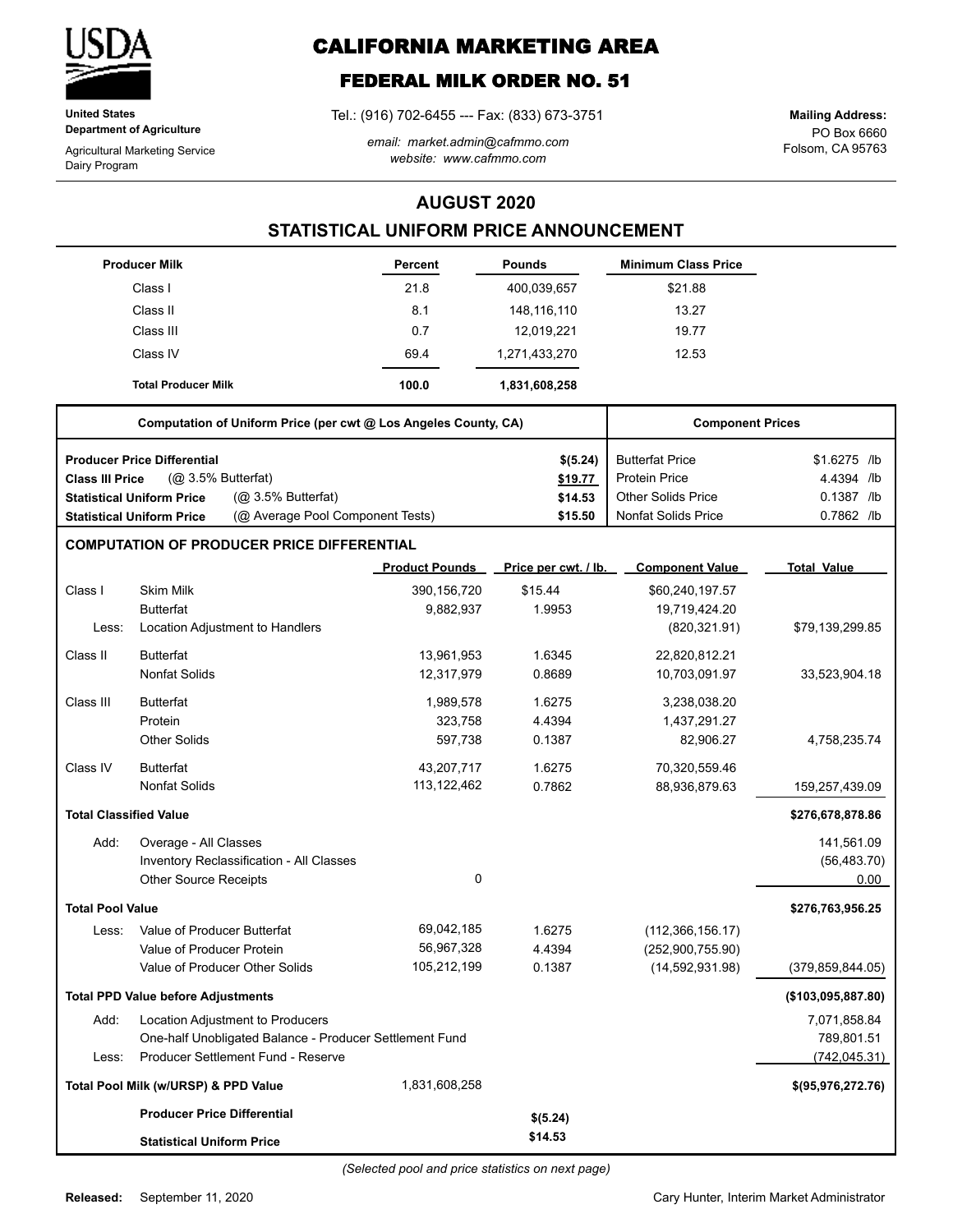**United States Department of Agriculture**

Agricultural Marketing Service
Dairy Program

# CALIFORNIA MARKETING AREA

## FEDERAL MILK ORDER NO. 51

Tel.: (916) 702-6455 --- Fax: (833) 673-3751

*email: market.admin@cafmmo.com*
*website: www.cafmmo.com*

**Mailing Address:**
PO Box 6660
Folsom, CA 95763

## AUGUST 2020

## STATISTICAL UNIFORM PRICE ANNOUNCEMENT

| Producer Milk | Percent | Pounds | Minimum Class Price |
|---|---|---|---|
| Class I | 21.8 | 400,039,657 | $21.88 |
| Class II | 8.1 | 148,116,110 | 13.27 |
| Class III | 0.7 | 12,019,221 | 19.77 |
| Class IV | 69.4 | 1,271,433,270 | 12.53 |
| **Total Producer Milk** | **100.0** | **1,831,608,258** | |

| Computation of Uniform Price (per cwt @ Los Angeles County, CA) | | Component Prices | |
|---|---|---|---|
| **Producer Price Differential** | **$(5.24)** | Butterfat Price | $1.6275 /lb |
| **Class III Price** (@ 3.5% Butterfat) | **$19.77** | Protein Price | 4.4394 /lb |
| **Statistical Uniform Price** (@ 3.5% Butterfat) | **$14.53** | Other Solids Price | 0.1387 /lb |
| **Statistical Uniform Price** (@ Average Pool Component Tests) | **$15.50** | Nonfat Solids Price | 0.7862 /lb |

### COMPUTATION OF PRODUCER PRICE DIFFERENTIAL

| | | Product Pounds | Price per cwt. / lb. | Component Value | Total Value |
|---|---|---|---|---|---|
| Class I | Skim Milk | 390,156,720 | $15.44 | $60,240,197.57 | |
| | Butterfat | 9,882,937 | 1.9953 | 19,719,424.20 | |
| Less: | Location Adjustment to Handlers | | | (820,321.91) | $79,139,299.85 |
| Class II | Butterfat | 13,961,953 | 1.6345 | 22,820,812.21 | |
| | Nonfat Solids | 12,317,979 | 0.8689 | 10,703,091.97 | 33,523,904.18 |
| Class III | Butterfat | 1,989,578 | 1.6275 | 3,238,038.20 | |
| | Protein | 323,758 | 4.4394 | 1,437,291.27 | |
| | Other Solids | 597,738 | 0.1387 | 82,906.27 | 4,758,235.74 |
| Class IV | Butterfat | 43,207,717 | 1.6275 | 70,320,559.46 | |
| | Nonfat Solids | 113,122,462 | 0.7862 | 88,936,879.63 | 159,257,439.09 |
| **Total Classified Value** | | | | | **$276,678,878.86** |
| Add: | Overage - All Classes | | | | 141,561.09 |
| | Inventory Reclassification - All Classes | | | | (56,483.70) |
| | Other Source Receipts | 0 | | | 0.00 |
| **Total Pool Value** | | | | | **$276,763,956.25** |
| Less: | Value of Producer Butterfat | 69,042,185 | 1.6275 | (112,366,156.17) | |
| | Value of Producer Protein | 56,967,328 | 4.4394 | (252,900,755.90) | |
| | Value of Producer Other Solids | 105,212,199 | 0.1387 | (14,592,931.98) | (379,859,844.05) |
| **Total PPD Value before Adjustments** | | | | | **($103,095,887.80)** |
| Add: | Location Adjustment to Producers | | | | 7,071,858.84 |
| | One-half Unobligated Balance - Producer Settlement Fund | | | | 789,801.51 |
| Less: | Producer Settlement Fund - Reserve | | | | (742,045.31) |
| **Total Pool Milk (w/URSP) & PPD Value** | | 1,831,608,258 | | | **$(95,976,272.76)** |
| | **Producer Price Differential** | | **$(5.24)** | | |
| | **Statistical Uniform Price** | | **$14.53** | | |

*(Selected pool and price statistics on next page)*

**Released:** September 11, 2020

Cary Hunter, Interim Market Administrator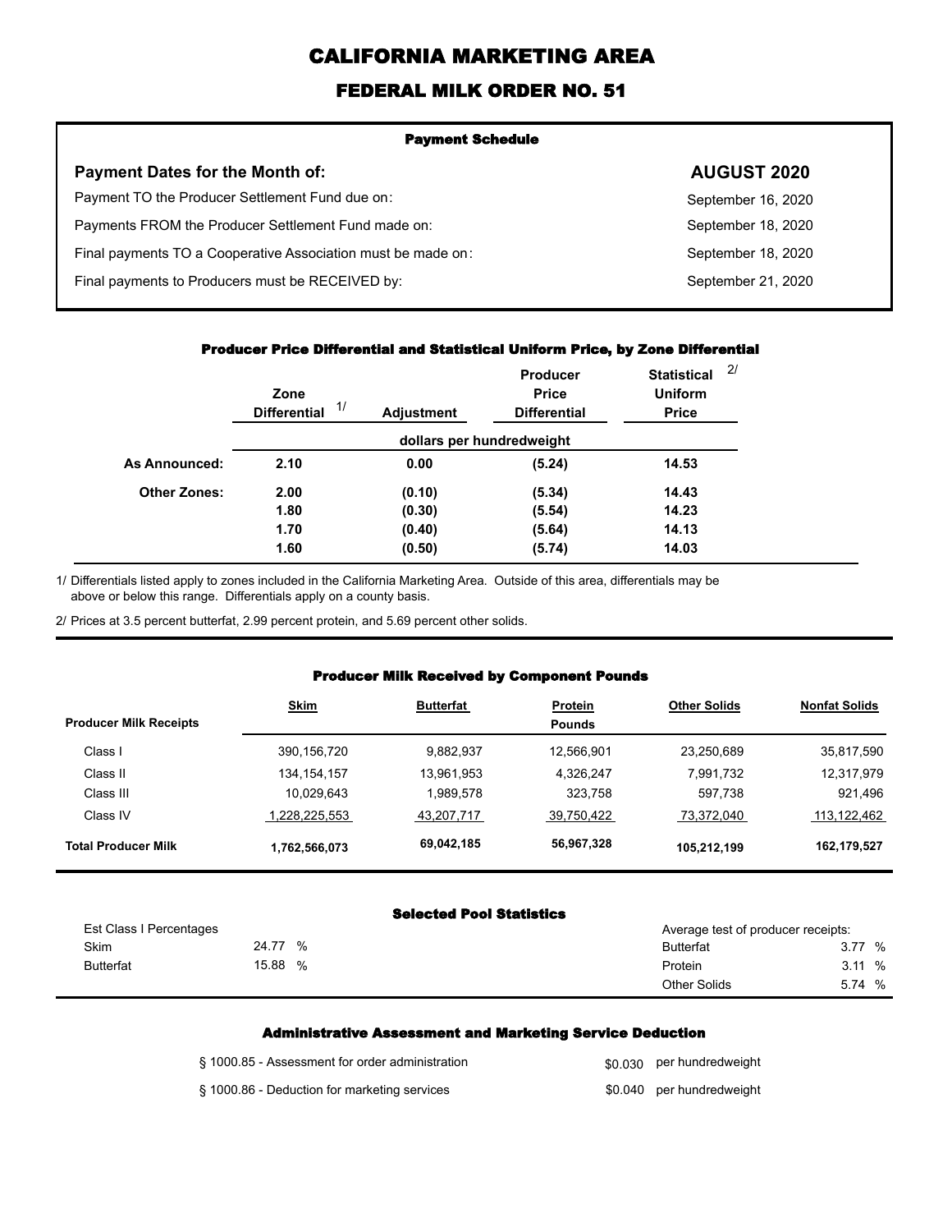# CALIFORNIA MARKETING AREA

## FEDERAL MILK ORDER NO. 51

### Payment Schedule

| Payment Dates for the Month of: | AUGUST 2020 |
|---|---|
| Payment TO the Producer Settlement Fund due on: | September 16, 2020 |
| Payments FROM the Producer Settlement Fund made on: | September 18, 2020 |
| Final payments TO a Cooperative Association must be made on: | September 18, 2020 |
| Final payments to Producers must be RECEIVED by: | September 21, 2020 |

### Producer Price Differential and Statistical Uniform Price, by Zone Differential

| | Zone Differential 1/ | Adjustment | Producer Price Differential | Statistical Uniform Price 2/ |
|---|---|---|---|---|
| | dollars per hundredweight | | | |
| **As Announced:** | 2.10 | 0.00 | (5.24) | 14.53 |
| **Other Zones:** | 2.00 | (0.10) | (5.34) | 14.43 |
| | 1.80 | (0.30) | (5.54) | 14.23 |
| | 1.70 | (0.40) | (5.64) | 14.13 |
| | 1.60 | (0.50) | (5.74) | 14.03 |

1/ Differentials listed apply to zones included in the California Marketing Area. Outside of this area, differentials may be above or below this range. Differentials apply on a county basis.

2/ Prices at 3.5 percent butterfat, 2.99 percent protein, and 5.69 percent other solids.

### Producer Milk Received by Component Pounds

| Producer Milk Receipts | Skim | Butterfat | Protein Pounds | Other Solids | Nonfat Solids |
|---|---|---|---|---|---|
| Class I | 390,156,720 | 9,882,937 | 12,566,901 | 23,250,689 | 35,817,590 |
| Class II | 134,154,157 | 13,961,953 | 4,326,247 | 7,991,732 | 12,317,979 |
| Class III | 10,029,643 | 1,989,578 | 323,758 | 597,738 | 921,496 |
| Class IV | 1,228,225,553 | 43,207,717 | 39,750,422 | 73,372,040 | 113,122,462 |
| **Total Producer Milk** | **1,762,566,073** | **69,042,185** | **56,967,328** | **105,212,199** | **162,179,527** |

### Selected Pool Statistics

| Est Class I Percentages | | Average test of producer receipts: | |
|---|---|---|---|
| Skim | 24.77 % | Butterfat | 3.77 % |
| Butterfat | 15.88 % | Protein | 3.11 % |
| | | Other Solids | 5.74 % |

### Administrative Assessment and Marketing Service Deduction

| | |
|---|---|
| § 1000.85 - Assessment for order administration | $0.030 per hundredweight |
| § 1000.86 - Deduction for marketing services | $0.040 per hundredweight |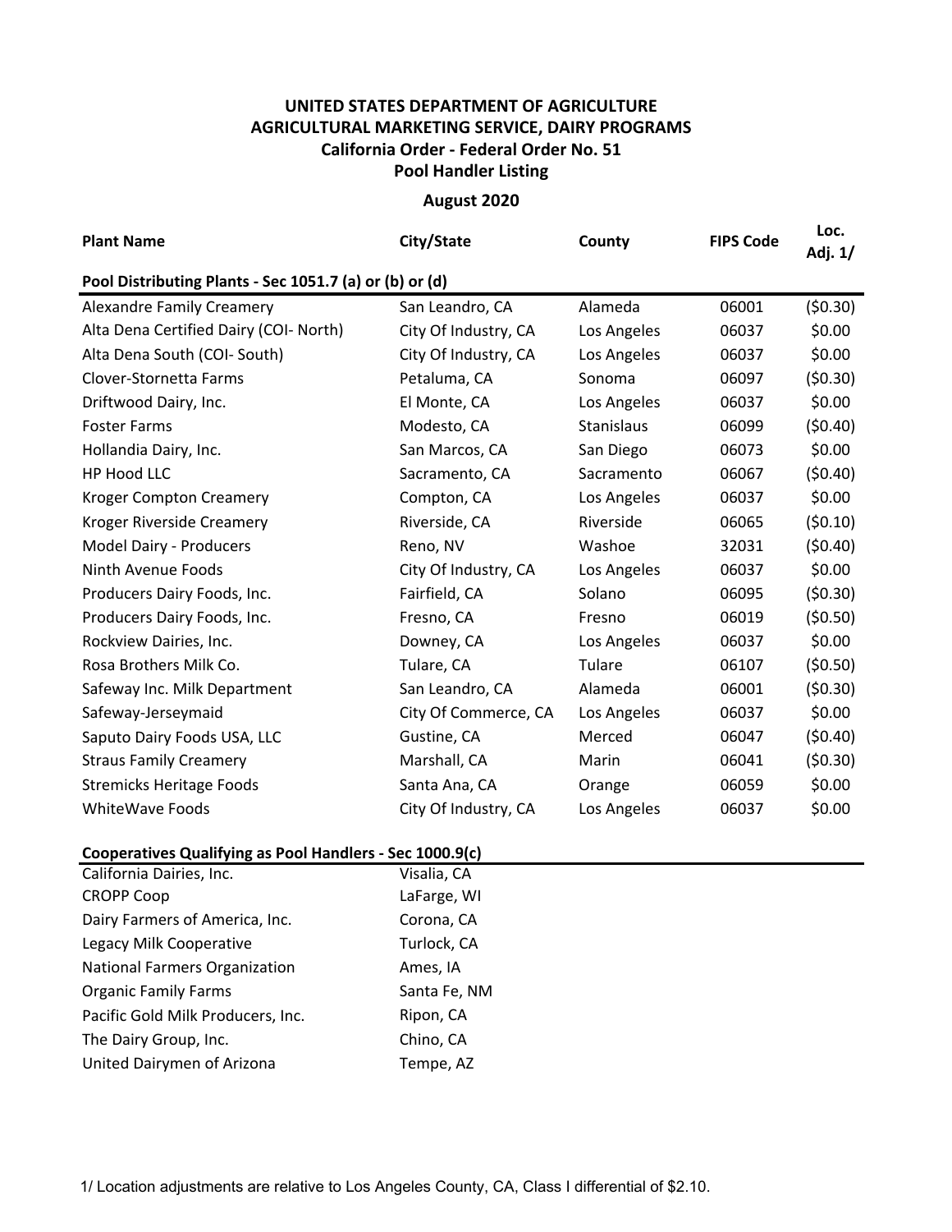# UNITED STATES DEPARTMENT OF AGRICULTURE
## AGRICULTURAL MARKETING SERVICE, DAIRY PROGRAMS
### California Order - Federal Order No. 51
### Pool Handler Listing

**August 2020**

| Plant Name | City/State | County | FIPS Code | Loc. Adj. 1/ |
|---|---|---|---|---|
| **Pool Distributing Plants - Sec 1051.7 (a) or (b) or (d)** | | | | |
| Alexandre Family Creamery | San Leandro, CA | Alameda | 06001 | ($0.30) |
| Alta Dena Certified Dairy (COI- North) | City Of Industry, CA | Los Angeles | 06037 | $0.00 |
| Alta Dena South (COI- South) | City Of Industry, CA | Los Angeles | 06037 | $0.00 |
| Clover-Stornetta Farms | Petaluma, CA | Sonoma | 06097 | ($0.30) |
| Driftwood Dairy, Inc. | El Monte, CA | Los Angeles | 06037 | $0.00 |
| Foster Farms | Modesto, CA | Stanislaus | 06099 | ($0.40) |
| Hollandia Dairy, Inc. | San Marcos, CA | San Diego | 06073 | $0.00 |
| HP Hood LLC | Sacramento, CA | Sacramento | 06067 | ($0.40) |
| Kroger Compton Creamery | Compton, CA | Los Angeles | 06037 | $0.00 |
| Kroger Riverside Creamery | Riverside, CA | Riverside | 06065 | ($0.10) |
| Model Dairy - Producers | Reno, NV | Washoe | 32031 | ($0.40) |
| Ninth Avenue Foods | City Of Industry, CA | Los Angeles | 06037 | $0.00 |
| Producers Dairy Foods, Inc. | Fairfield, CA | Solano | 06095 | ($0.30) |
| Producers Dairy Foods, Inc. | Fresno, CA | Fresno | 06019 | ($0.50) |
| Rockview Dairies, Inc. | Downey, CA | Los Angeles | 06037 | $0.00 |
| Rosa Brothers Milk Co. | Tulare, CA | Tulare | 06107 | ($0.50) |
| Safeway Inc. Milk Department | San Leandro, CA | Alameda | 06001 | ($0.30) |
| Safeway-Jerseymaid | City Of Commerce, CA | Los Angeles | 06037 | $0.00 |
| Saputo Dairy Foods USA, LLC | Gustine, CA | Merced | 06047 | ($0.40) |
| Straus Family Creamery | Marshall, CA | Marin | 06041 | ($0.30) |
| Stremicks Heritage Foods | Santa Ana, CA | Orange | 06059 | $0.00 |
| WhiteWave Foods | City Of Industry, CA | Los Angeles | 06037 | $0.00 |

**Cooperatives Qualifying as Pool Handlers - Sec 1000.9(c)**

| | |
|---|---|
| California Dairies, Inc. | Visalia, CA |
| CROPP Coop | LaFarge, WI |
| Dairy Farmers of America, Inc. | Corona, CA |
| Legacy Milk Cooperative | Turlock, CA |
| National Farmers Organization | Ames, IA |
| Organic Family Farms | Santa Fe, NM |
| Pacific Gold Milk Producers, Inc. | Ripon, CA |
| The Dairy Group, Inc. | Chino, CA |
| United Dairymen of Arizona | Tempe, AZ |

1/ Location adjustments are relative to Los Angeles County, CA, Class I differential of $2.10.